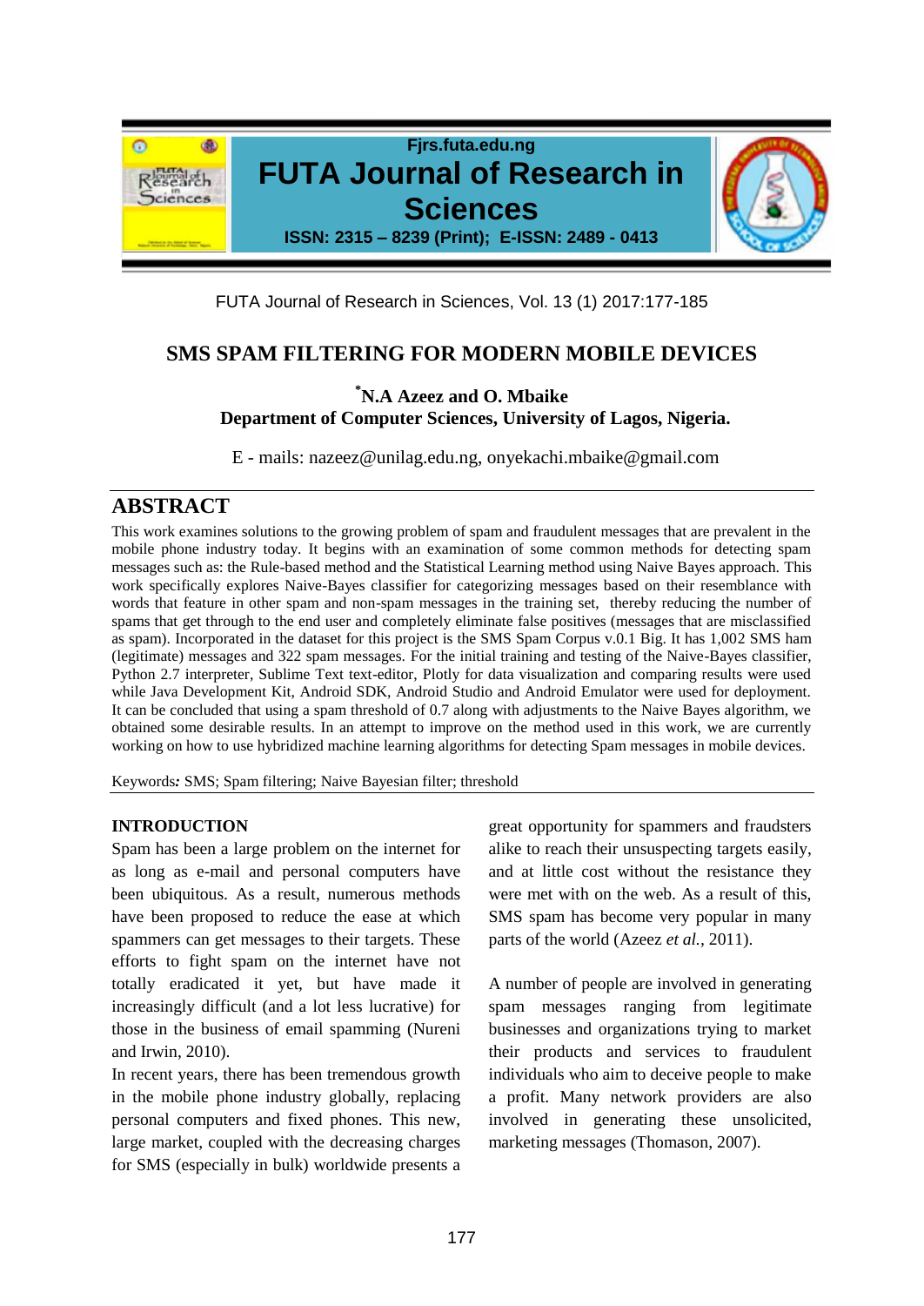# SMS SPAM FILTERING FOR MODERN MOBILE DEVICES

**[*]N.A Azeez and O. Mbaike**
**Department of Computer Sciences, University of Lagos, Nigeria.**

E - mails: nazeez@unilag.edu.ng, onyekachi.mbaike@gmail.com

## ABSTRACT

This work examines solutions to the growing problem of spam and fraudulent messages that are prevalent in the mobile phone industry today. It begins with an examination of some common methods for detecting spam messages such as: the Rule-based method and the Statistical Learning method using Naive Bayes approach. This work specifically explores Naive-Bayes classifier for categorizing messages based on their resemblance with words that feature in other spam and non-spam messages in the training set, thereby reducing the number of spams that get through to the end user and completely eliminate false positives (messages that are misclassified as spam). Incorporated in the dataset for this project is the SMS Spam Corpus v.0.1 Big. It has 1,002 SMS ham (legitimate) messages and 322 spam messages. For the initial training and testing of the Naive-Bayes classifier, Python 2.7 interpreter, Sublime Text text-editor, Plotly for data visualization and comparing results were used while Java Development Kit, Android SDK, Android Studio and Android Emulator were used for deployment. It can be concluded that using a spam threshold of 0.7 along with adjustments to the Naive Bayes algorithm, we obtained some desirable results. In an attempt to improve on the method used in this work, we are currently working on how to use hybridized machine learning algorithms for detecting Spam messages in mobile devices.

Keywords***:*** SMS; Spam filtering; Naive Bayesian filter; threshold

## INTRODUCTION

Spam has been a large problem on the internet for as long as e-mail and personal computers have been ubiquitous. As a result, numerous methods have been proposed to reduce the ease at which spammers can get messages to their targets. These efforts to fight spam on the internet have not totally eradicated it yet, but have made it increasingly difficult (and a lot less lucrative) for those in the business of email spamming (Nureni and Irwin, 2010).

In recent years, there has been tremendous growth in the mobile phone industry globally, replacing personal computers and fixed phones. This new, large market, coupled with the decreasing charges for SMS (especially in bulk) worldwide presents a great opportunity for spammers and fraudsters alike to reach their unsuspecting targets easily, and at little cost without the resistance they were met with on the web. As a result of this, SMS spam has become very popular in many parts of the world (Azeez *et al.,* 2011).

A number of people are involved in generating spam messages ranging from legitimate businesses and organizations trying to market their products and services to fraudulent individuals who aim to deceive people to make a profit. Many network providers are also involved in generating these unsolicited, marketing messages (Thomason, 2007).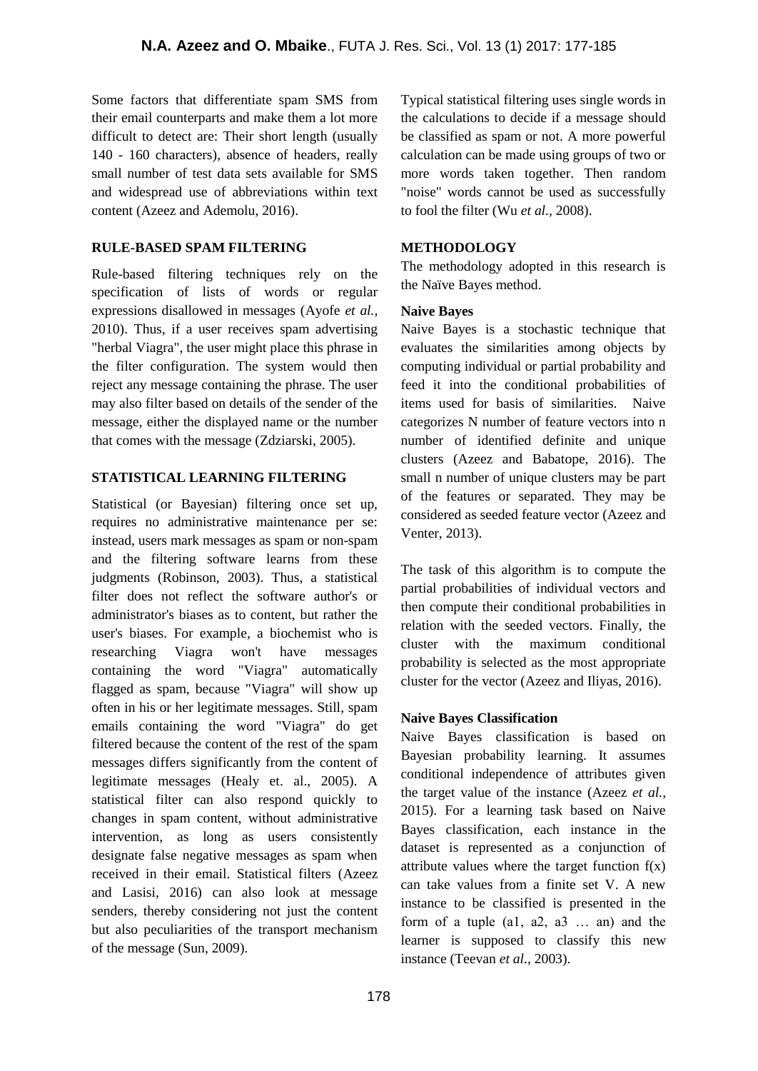Some factors that differentiate spam SMS from their email counterparts and make them a lot more difficult to detect are: Their short length (usually 140 - 160 characters), absence of headers, really small number of test data sets available for SMS and widespread use of abbreviations within text content (Azeez and Ademolu, 2016).

## RULE-BASED SPAM FILTERING

Rule-based filtering techniques rely on the specification of lists of words or regular expressions disallowed in messages (Ayofe *et al.,* 2010). Thus, if a user receives spam advertising "herbal Viagra", the user might place this phrase in the filter configuration. The system would then reject any message containing the phrase. The user may also filter based on details of the sender of the message, either the displayed name or the number that comes with the message (Zdziarski, 2005).

## STATISTICAL LEARNING FILTERING

Statistical (or Bayesian) filtering once set up, requires no administrative maintenance per se: instead, users mark messages as spam or non-spam and the filtering software learns from these judgments (Robinson, 2003). Thus, a statistical filter does not reflect the software author's or administrator's biases as to content, but rather the user's biases. For example, a biochemist who is researching Viagra won't have messages containing the word "Viagra" automatically flagged as spam, because "Viagra" will show up often in his or her legitimate messages. Still, spam emails containing the word "Viagra" do get filtered because the content of the rest of the spam messages differs significantly from the content of legitimate messages (Healy et. al., 2005). A statistical filter can also respond quickly to changes in spam content, without administrative intervention, as long as users consistently designate false negative messages as spam when received in their email. Statistical filters (Azeez and Lasisi, 2016) can also look at message senders, thereby considering not just the content but also peculiarities of the transport mechanism of the message (Sun, 2009).

Typical statistical filtering uses single words in the calculations to decide if a message should be classified as spam or not. A more powerful calculation can be made using groups of two or more words taken together. Then random "noise" words cannot be used as successfully to fool the filter (Wu *et al.,* 2008).

## METHODOLOGY

The methodology adopted in this research is the Naïve Bayes method.

### Naive Bayes

Naive Bayes is a stochastic technique that evaluates the similarities among objects by computing individual or partial probability and feed it into the conditional probabilities of items used for basis of similarities. Naive categorizes N number of feature vectors into n number of identified definite and unique clusters (Azeez and Babatope, 2016). The small n number of unique clusters may be part of the features or separated. They may be considered as seeded feature vector (Azeez and Venter, 2013).

The task of this algorithm is to compute the partial probabilities of individual vectors and then compute their conditional probabilities in relation with the seeded vectors. Finally, the cluster with the maximum conditional probability is selected as the most appropriate cluster for the vector (Azeez and Iliyas, 2016).

### Naive Bayes Classification

Naive Bayes classification is based on Bayesian probability learning. It assumes conditional independence of attributes given the target value of the instance (Azeez *et al.,* 2015). For a learning task based on Naive Bayes classification, each instance in the dataset is represented as a conjunction of attribute values where the target function $f(x)$ can take values from a finite set V. A new instance to be classified is presented in the form of a tuple $(a1, a2, a3 \ldots an)$ and the learner is supposed to classify this new instance (Teevan *et al.,* 2003).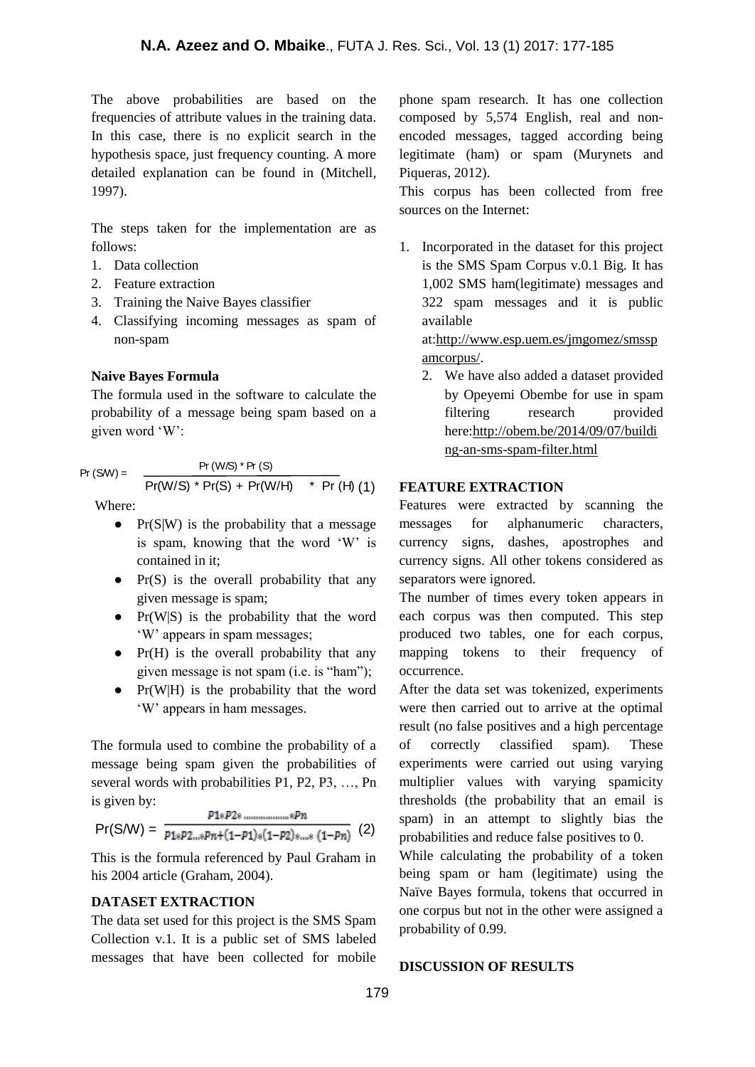The above probabilities are based on the frequencies of attribute values in the training data. In this case, there is no explicit search in the hypothesis space, just frequency counting. A more detailed explanation can be found in (Mitchell, 1997).

The steps taken for the implementation are as follows:

1. Data collection
2. Feature extraction
3. Training the Naive Bayes classifier
4. Classifying incoming messages as spam of non-spam

**Naive Bayes Formula**

The formula used in the software to calculate the probability of a message being spam based on a given word 'W':

$$\Pr(S/W) = \frac{\Pr(W/S) * \Pr(S)}{\Pr(W/S) * \Pr(S) + \Pr(W/H) * \Pr(H)} \quad (1)$$

Where:

- Pr(S|W) is the probability that a message is spam, knowing that the word 'W' is contained in it;
- Pr(S) is the overall probability that any given message is spam;
- Pr(W|S) is the probability that the word 'W' appears in spam messages;
- Pr(H) is the overall probability that any given message is not spam (i.e. is "ham");
- Pr(W|H) is the probability that the word 'W' appears in ham messages.

The formula used to combine the probability of a message being spam given the probabilities of several words with probabilities P1, P2, P3, …, Pn is given by:

$$\Pr(S/W) = \frac{P1*P2*\ldots\ldots*Pn}{P1*P2\ldots*Pn+(1-P1)*(1-P2)*\ldots*(1-Pn)} \quad (2)$$

This is the formula referenced by Paul Graham in his 2004 article (Graham, 2004).

## DATASET EXTRACTION

The data set used for this project is the SMS Spam Collection v.1. It is a public set of SMS labeled messages that have been collected for mobile phone spam research. It has one collection composed by 5,574 English, real and non-encoded messages, tagged according being legitimate (ham) or spam (Murynets and Piqueras, 2012).

This corpus has been collected from free sources on the Internet:

1. Incorporated in the dataset for this project is the SMS Spam Corpus v.0.1 Big. It has 1,002 SMS ham(legitimate) messages and 322 spam messages and it is public available at:http://www.esp.uem.es/jmgomez/smsspamcorpus/.
2. We have also added a dataset provided by Opeyemi Obembe for use in spam filtering research provided here:http://obem.be/2014/09/07/building-an-sms-spam-filter.html

## FEATURE EXTRACTION

Features were extracted by scanning the messages for alphanumeric characters, currency signs, dashes, apostrophes and currency signs. All other tokens considered as separators were ignored.

The number of times every token appears in each corpus was then computed. This step produced two tables, one for each corpus, mapping tokens to their frequency of occurrence.

After the data set was tokenized, experiments were then carried out to arrive at the optimal result (no false positives and a high percentage of correctly classified spam). These experiments were carried out using varying multiplier values with varying spamicity thresholds (the probability that an email is spam) in an attempt to slightly bias the probabilities and reduce false positives to 0.

While calculating the probability of a token being spam or ham (legitimate) using the Naïve Bayes formula, tokens that occurred in one corpus but not in the other were assigned a probability of 0.99.

## DISCUSSION OF RESULTS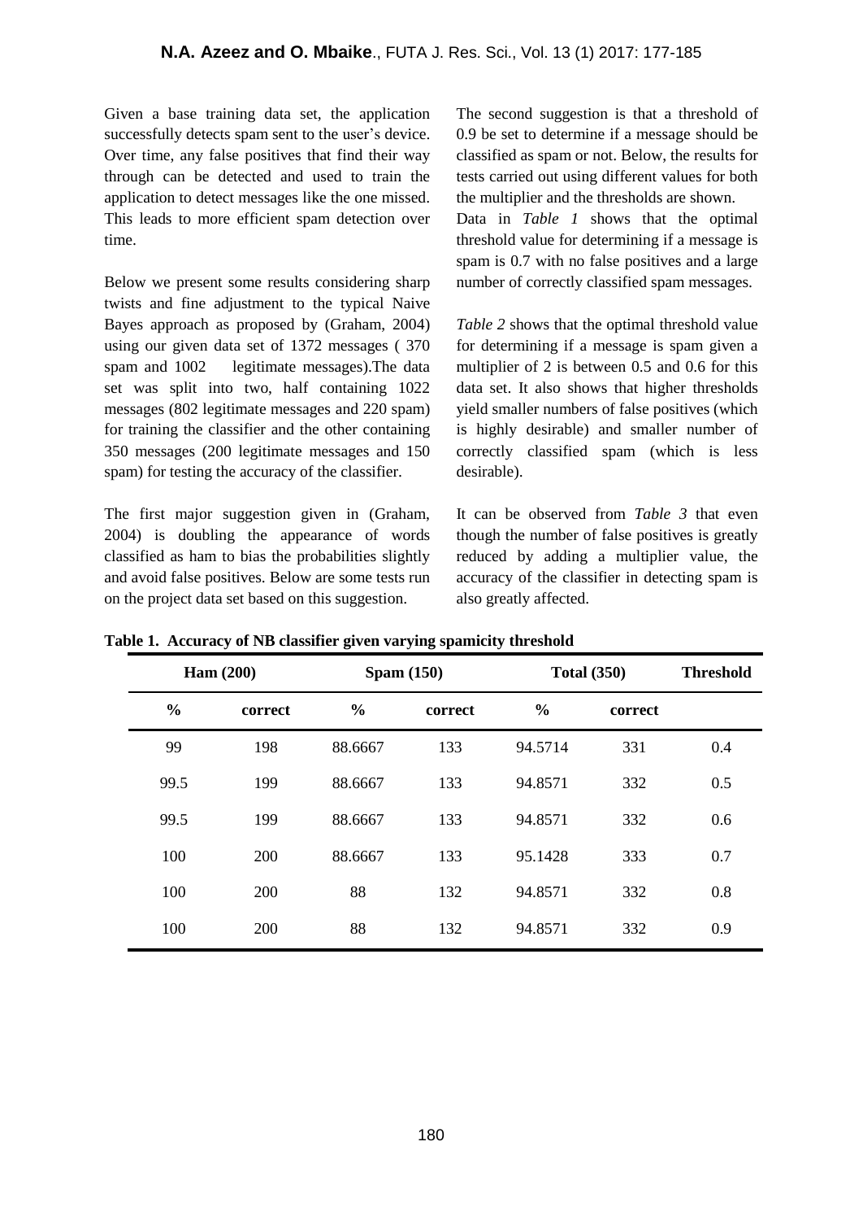Given a base training data set, the application successfully detects spam sent to the user's device. Over time, any false positives that find their way through can be detected and used to train the application to detect messages like the one missed. This leads to more efficient spam detection over time.

Below we present some results considering sharp twists and fine adjustment to the typical Naive Bayes approach as proposed by (Graham, 2004) using our given data set of 1372 messages ( 370 spam and 1002 legitimate messages).The data set was split into two, half containing 1022 messages (802 legitimate messages and 220 spam) for training the classifier and the other containing 350 messages (200 legitimate messages and 150 spam) for testing the accuracy of the classifier.

The first major suggestion given in (Graham, 2004) is doubling the appearance of words classified as ham to bias the probabilities slightly and avoid false positives. Below are some tests run on the project data set based on this suggestion.

The second suggestion is that a threshold of 0.9 be set to determine if a message should be classified as spam or not. Below, the results for tests carried out using different values for both the multiplier and the thresholds are shown.

Data in *Table 1* shows that the optimal threshold value for determining if a message is spam is 0.7 with no false positives and a large number of correctly classified spam messages.

*Table 2* shows that the optimal threshold value for determining if a message is spam given a multiplier of 2 is between 0.5 and 0.6 for this data set. It also shows that higher thresholds yield smaller numbers of false positives (which is highly desirable) and smaller number of correctly classified spam (which is less desirable).

It can be observed from *Table 3* that even though the number of false positives is greatly reduced by adding a multiplier value, the accuracy of the classifier in detecting spam is also greatly affected.

**Table 1. Accuracy of NB classifier given varying spamicity threshold**

| Ham (200) | | Spam (150) | | Total (350) | | Threshold |
|---|---|---|---|---|---|---|
| **%** | **correct** | **%** | **correct** | **%** | **correct** | |
| 99 | 198 | 88.6667 | 133 | 94.5714 | 331 | 0.4 |
| 99.5 | 199 | 88.6667 | 133 | 94.8571 | 332 | 0.5 |
| 99.5 | 199 | 88.6667 | 133 | 94.8571 | 332 | 0.6 |
| 100 | 200 | 88.6667 | 133 | 95.1428 | 333 | 0.7 |
| 100 | 200 | 88 | 132 | 94.8571 | 332 | 0.8 |
| 100 | 200 | 88 | 132 | 94.8571 | 332 | 0.9 |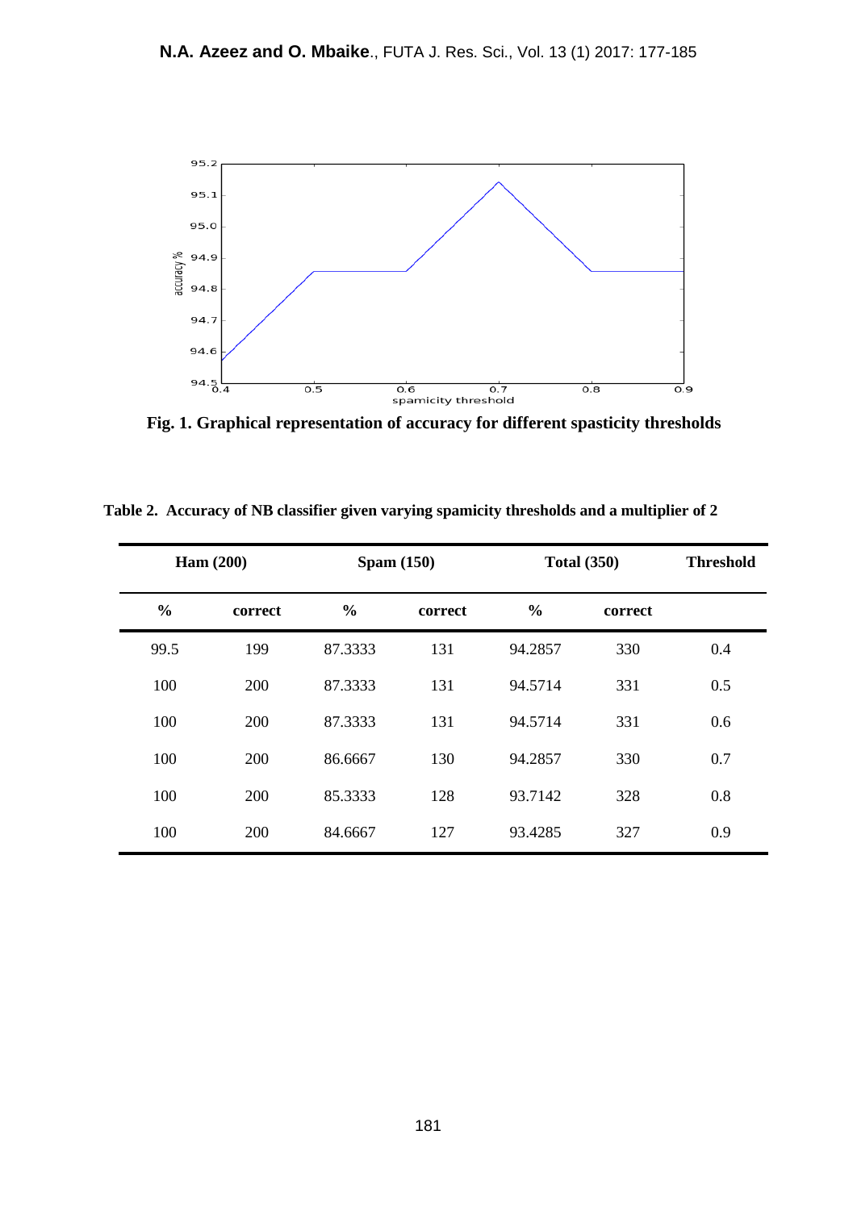95.2
95.1
95.0
94.9
94.8
94.7
94.6
94.5
accuracy %
0.4
0.5
0.6
0.7
0.8
0.9
spamicity threshold

**Fig. 1. Graphical representation of accuracy for different spasticity thresholds**

**Table 2. Accuracy of NB classifier given varying spamicity thresholds and a multiplier of 2**

| Ham (200) | | Spam (150) | | Total (350) | | Threshold |
|---|---|---|---|---|---|---|
| % | correct | % | correct | % | correct | |
| 99.5 | 199 | 87.3333 | 131 | 94.2857 | 330 | 0.4 |
| 100 | 200 | 87.3333 | 131 | 94.5714 | 331 | 0.5 |
| 100 | 200 | 87.3333 | 131 | 94.5714 | 331 | 0.6 |
| 100 | 200 | 86.6667 | 130 | 94.2857 | 330 | 0.7 |
| 100 | 200 | 85.3333 | 128 | 93.7142 | 328 | 0.8 |
| 100 | 200 | 84.6667 | 127 | 93.4285 | 327 | 0.9 |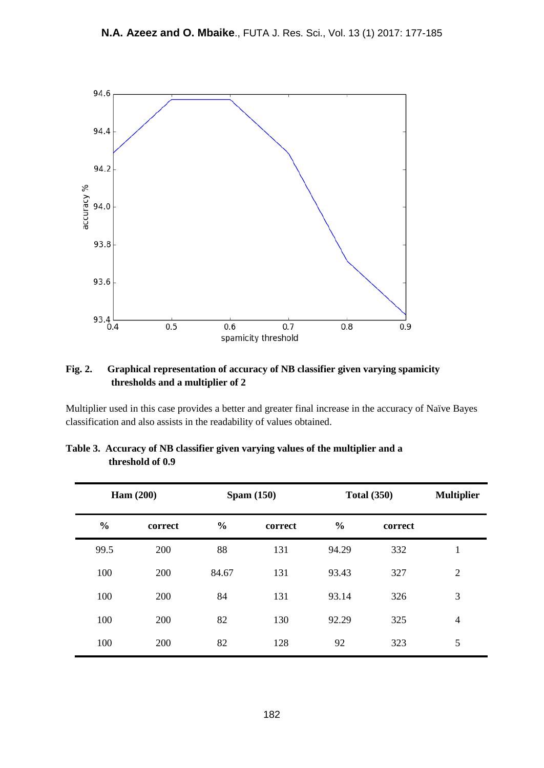94.6
94.4
94.2
94.0
93.8
93.6
93.4

accuracy %

0.4 0.5 0.6 0.7 0.8 0.9

spamicity threshold

**Fig. 2. Graphical representation of accuracy of NB classifier given varying spamicity thresholds and a multiplier of 2**

Multiplier used in this case provides a better and greater final increase in the accuracy of Naïve Bayes classification and also assists in the readability of values obtained.

**Table 3. Accuracy of NB classifier given varying values of the multiplier and a threshold of 0.9**

| Ham (200) | | Spam (150) | | Total (350) | | Multiplier |
|---|---|---|---|---|---|---|
| **%** | **correct** | **%** | **correct** | **%** | **correct** | |
| 99.5 | 200 | 88 | 131 | 94.29 | 332 | 1 |
| 100 | 200 | 84.67 | 131 | 93.43 | 327 | 2 |
| 100 | 200 | 84 | 131 | 93.14 | 326 | 3 |
| 100 | 200 | 82 | 130 | 92.29 | 325 | 4 |
| 100 | 200 | 82 | 128 | 92 | 323 | 5 |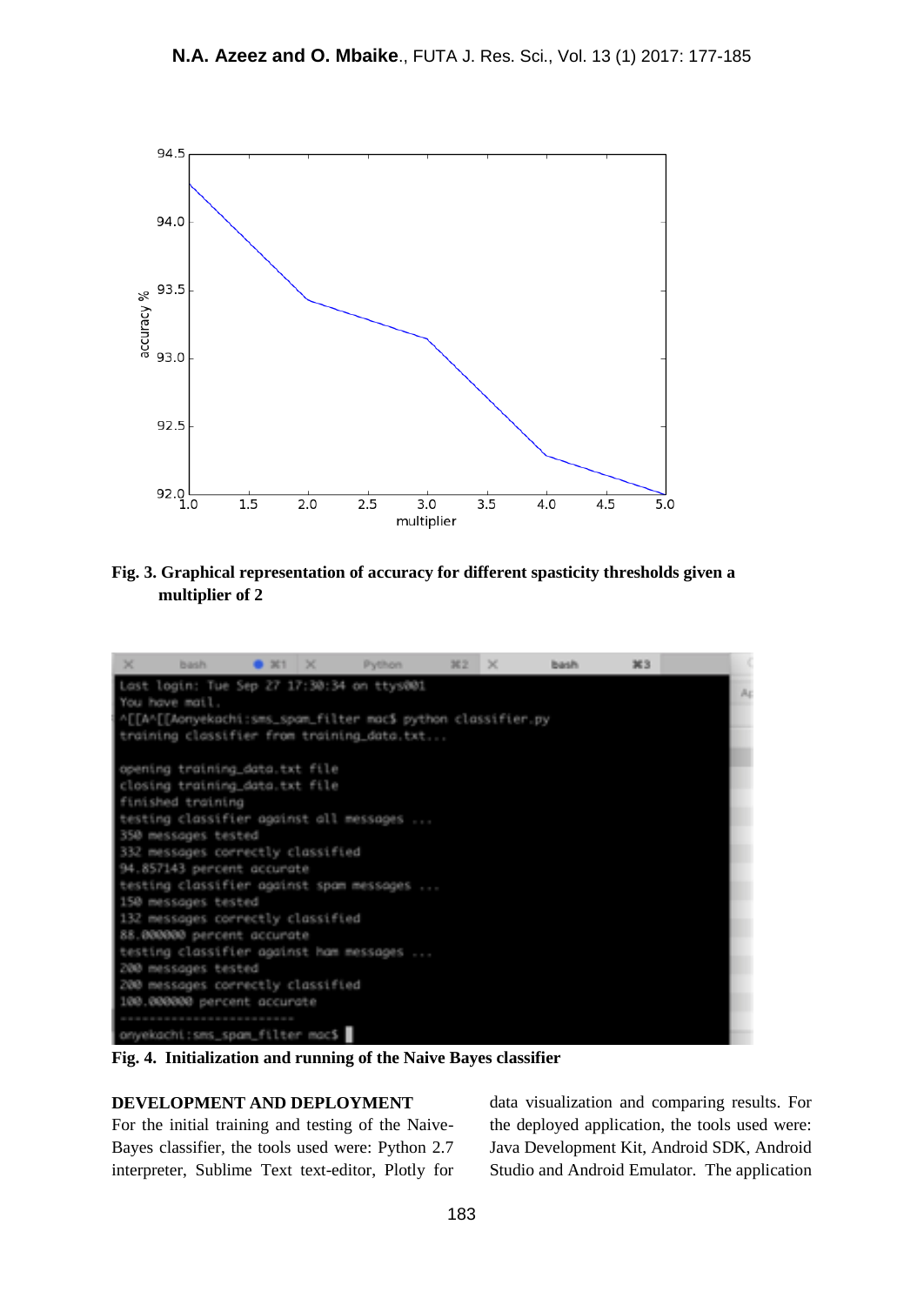94.5
94.0
93.5
93.0
92.5
92.0
1.0 1.5 2.0 2.5 3.0 3.5 4.0 4.5 5.0
accuracy %
multiplier

**Fig. 3. Graphical representation of accuracy for different spasticity thresholds given a multiplier of 2**

```
Last login: Tue Sep 27 17:30:34 on ttys001
You have mail.
^[[A^[[Aonyekachi:sms_spam_filter mac$ python classifier.py
training classifier from training_data.txt...

opening training_data.txt file
closing training_data.txt file
finished training
testing classifier against all messages ...
350 messages tested
332 messages correctly classified
94.857143 percent accurate
testing classifier against spam messages ...
150 messages tested
132 messages correctly classified
88.000000 percent accurate
testing classifier against ham messages ...
200 messages tested
200 messages correctly classified
100.000000 percent accurate
-------------------------
onyekachi:sms_spam_filter mac$
```

**Fig. 4. Initialization and running of the Naive Bayes classifier**

## DEVELOPMENT AND DEPLOYMENT

For the initial training and testing of the Naive-Bayes classifier, the tools used were: Python 2.7 interpreter, Sublime Text text-editor, Plotly for data visualization and comparing results. For the deployed application, the tools used were: Java Development Kit, Android SDK, Android Studio and Android Emulator. The application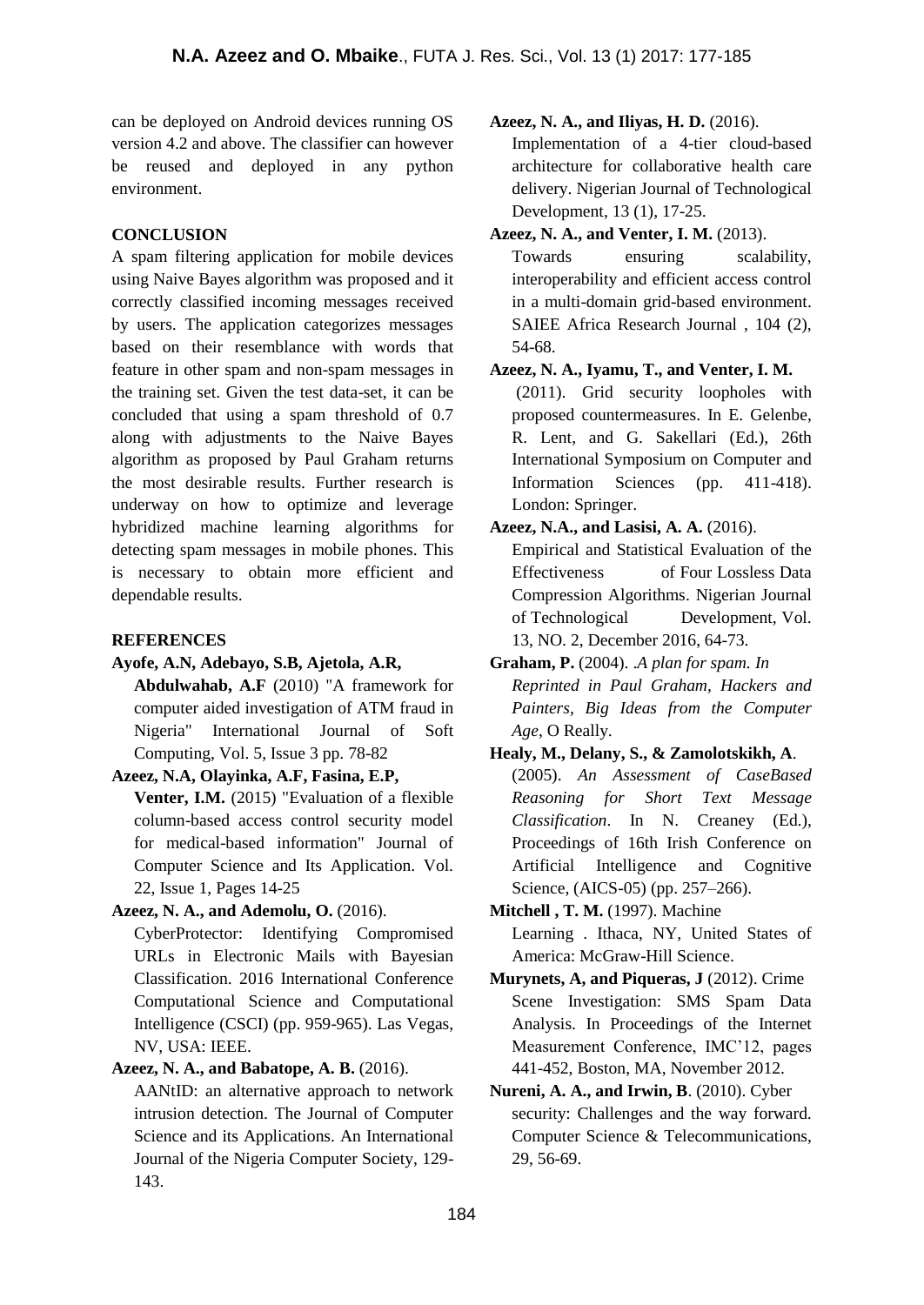can be deployed on Android devices running OS version 4.2 and above. The classifier can however be reused and deployed in any python environment.

## CONCLUSION

A spam filtering application for mobile devices using Naive Bayes algorithm was proposed and it correctly classified incoming messages received by users. The application categorizes messages based on their resemblance with words that feature in other spam and non-spam messages in the training set. Given the test data-set, it can be concluded that using a spam threshold of 0.7 along with adjustments to the Naive Bayes algorithm as proposed by Paul Graham returns the most desirable results. Further research is underway on how to optimize and leverage hybridized machine learning algorithms for detecting spam messages in mobile phones. This is necessary to obtain more efficient and dependable results.

## REFERENCES

**Ayofe, A.N, Adebayo, S.B, Ajetola, A.R, Abdulwahab, A.F** (2010) "A framework for computer aided investigation of ATM fraud in Nigeria" International Journal of Soft Computing, Vol. 5, Issue 3 pp. 78-82

**Azeez, N.A, Olayinka, A.F, Fasina, E.P, Venter, I.M.** (2015) "Evaluation of a flexible column-based access control security model for medical-based information" Journal of Computer Science and Its Application. Vol. 22, Issue 1, Pages 14-25

**Azeez, N. A., and Ademolu, O.** (2016). CyberProtector: Identifying Compromised URLs in Electronic Mails with Bayesian Classification. 2016 International Conference Computational Science and Computational Intelligence (CSCI) (pp. 959-965). Las Vegas, NV, USA: IEEE.

**Azeez, N. A., and Babatope, A. B.** (2016). AANtID: an alternative approach to network intrusion detection. The Journal of Computer Science and its Applications. An International Journal of the Nigeria Computer Society, 129-143.

**Azeez, N. A., and Iliyas, H. D.** (2016). Implementation of a 4-tier cloud-based architecture for collaborative health care delivery. Nigerian Journal of Technological Development, 13 (1), 17-25.

**Azeez, N. A., and Venter, I. M.** (2013). Towards ensuring scalability, interoperability and efficient access control in a multi-domain grid-based environment. SAIEE Africa Research Journal , 104 (2), 54-68.

**Azeez, N. A., Iyamu, T., and Venter, I. M.** (2011). Grid security loopholes with proposed countermeasures. In E. Gelenbe, R. Lent, and G. Sakellari (Ed.), 26th International Symposium on Computer and Information Sciences (pp. 411-418). London: Springer.

**Azeez, N.A., and Lasisi, A. A.** (2016). Empirical and Statistical Evaluation of the Effectiveness of Four Lossless Data Compression Algorithms. Nigerian Journal of Technological Development, Vol. 13, NO. 2, December 2016, 64-73.

**Graham, P.** (2004). .*A plan for spam. In Reprinted in Paul Graham, Hackers and Painters, Big Ideas from the Computer Age*, O Really.

**Healy, M., Delany, S., & Zamolotskikh, A**. (2005). *An Assessment of CaseBased Reasoning for Short Text Message Classification*. In N. Creaney (Ed.), Proceedings of 16th Irish Conference on Artificial Intelligence and Cognitive Science, (AICS-05) (pp. 257–266).

**Mitchell , T. M.** (1997). Machine Learning . Ithaca, NY, United States of America: McGraw-Hill Science.

**Murynets, A, and Piqueras, J** (2012). Crime Scene Investigation: SMS Spam Data Analysis. In Proceedings of the Internet Measurement Conference, IMC'12, pages 441-452, Boston, MA, November 2012.

**Nureni, A. A., and Irwin, B**. (2010). Cyber security: Challenges and the way forward. Computer Science & Telecommunications, 29, 56-69.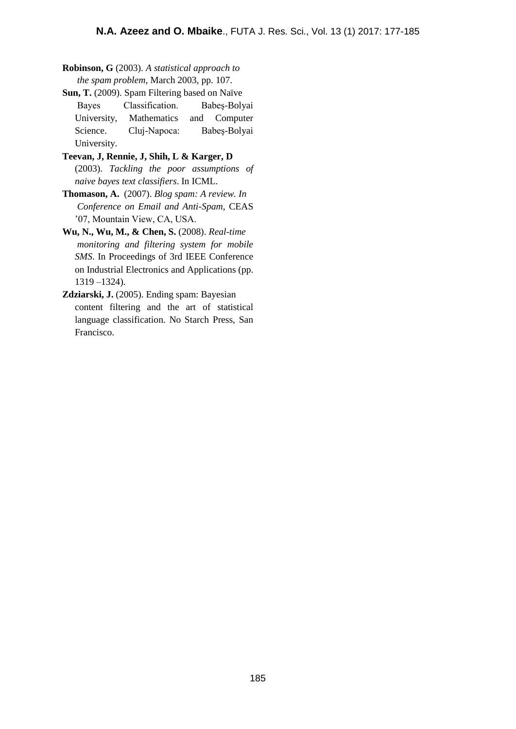**Robinson, G** (2003). *A statistical approach to the spam problem*, March 2003, pp. 107.

**Sun, T.** (2009). Spam Filtering based on Naïve Bayes Classification. Babeş-Bolyai University, Mathematics and Computer Science. Cluj-Napoca: Babeş-Bolyai University.

**Teevan, J, Rennie, J, Shih, L & Karger, D** (2003). *Tackling the poor assumptions of naive bayes text classifiers*. In ICML.

**Thomason, A.** (2007). *Blog spam: A review. In Conference on Email and Anti-Spam*, CEAS '07, Mountain View, CA, USA.

**Wu, N., Wu, M., & Chen, S.** (2008). *Real-time monitoring and filtering system for mobile SMS*. In Proceedings of 3rd IEEE Conference on Industrial Electronics and Applications (pp. 1319 –1324).

**Zdziarski, J.** (2005). Ending spam: Bayesian content filtering and the art of statistical language classification. No Starch Press, San Francisco.